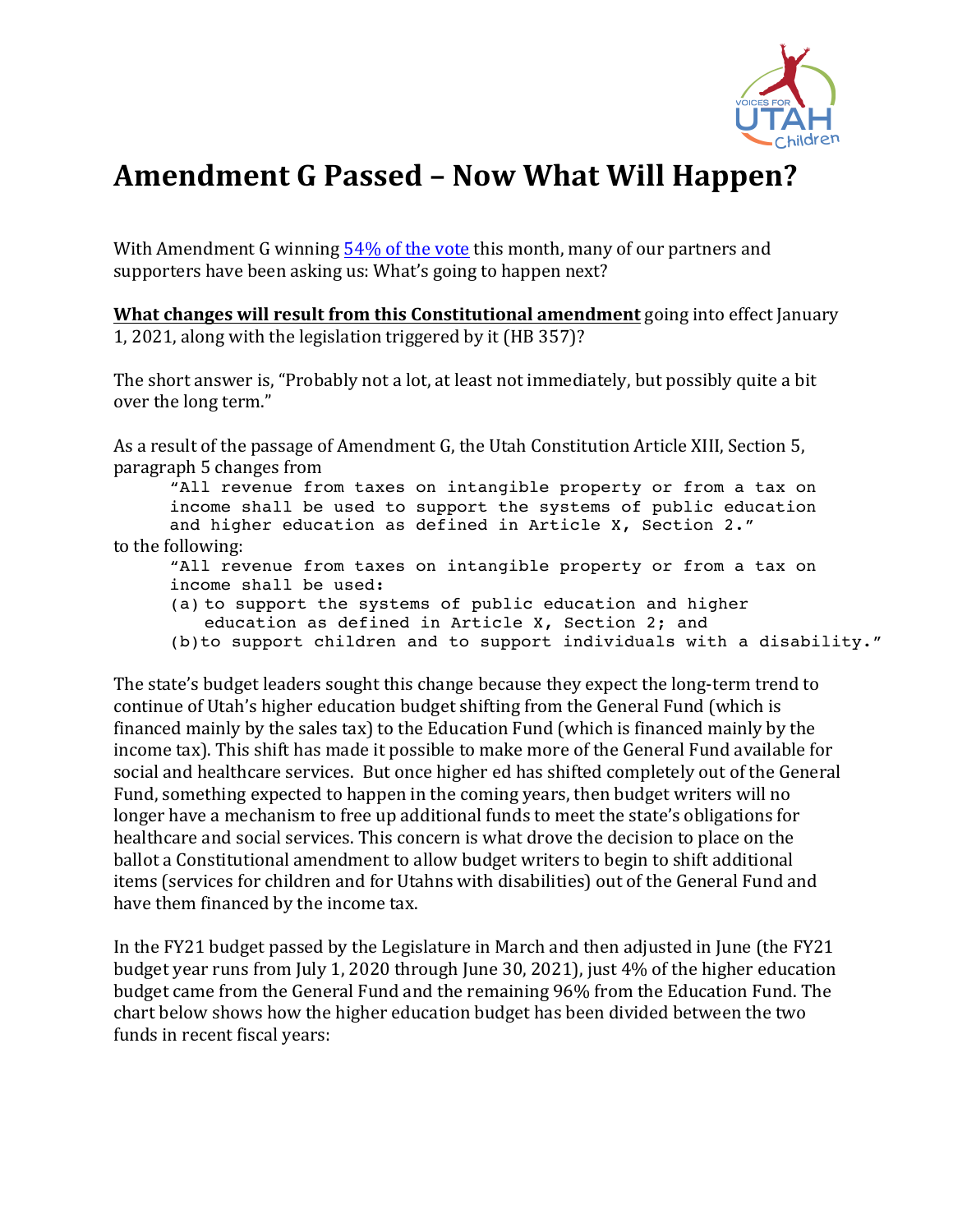# Amendment G Passed – Now What Will Happen?

With Amendment G winning 54% of the vote this month, many of our partners and supporters have been asking us: What's going to happen next?

**What changes will result from this Constitutional amendment** going into effect January 1, 2021, along with the legislation triggered by it (HB 357)?

The short answer is, "Probably not a lot, at least not immediately, but possibly quite a bit over the long term."

As a result of the passage of Amendment G, the Utah Constitution Article XIII, Section 5, paragraph 5 changes from

```
"All revenue from taxes on intangible property or from a tax on
income shall be used to support the systems of public education
and higher education as defined in Article X, Section 2."
```

to the following:

```
"All revenue from taxes on intangible property or from a tax on
income shall be used:
(a) to support the systems of public education and higher
   education as defined in Article X, Section 2; and
(b) to support children and to support individuals with a disability."
```

The state's budget leaders sought this change because they expect the long-term trend to continue of Utah's higher education budget shifting from the General Fund (which is financed mainly by the sales tax) to the Education Fund (which is financed mainly by the income tax). This shift has made it possible to make more of the General Fund available for social and healthcare services. But once higher ed has shifted completely out of the General Fund, something expected to happen in the coming years, then budget writers will no longer have a mechanism to free up additional funds to meet the state's obligations for healthcare and social services. This concern is what drove the decision to place on the ballot a Constitutional amendment to allow budget writers to begin to shift additional items (services for children and for Utahns with disabilities) out of the General Fund and have them financed by the income tax.

In the FY21 budget passed by the Legislature in March and then adjusted in June (the FY21 budget year runs from July 1, 2020 through June 30, 2021), just 4% of the higher education budget came from the General Fund and the remaining 96% from the Education Fund. The chart below shows how the higher education budget has been divided between the two funds in recent fiscal years: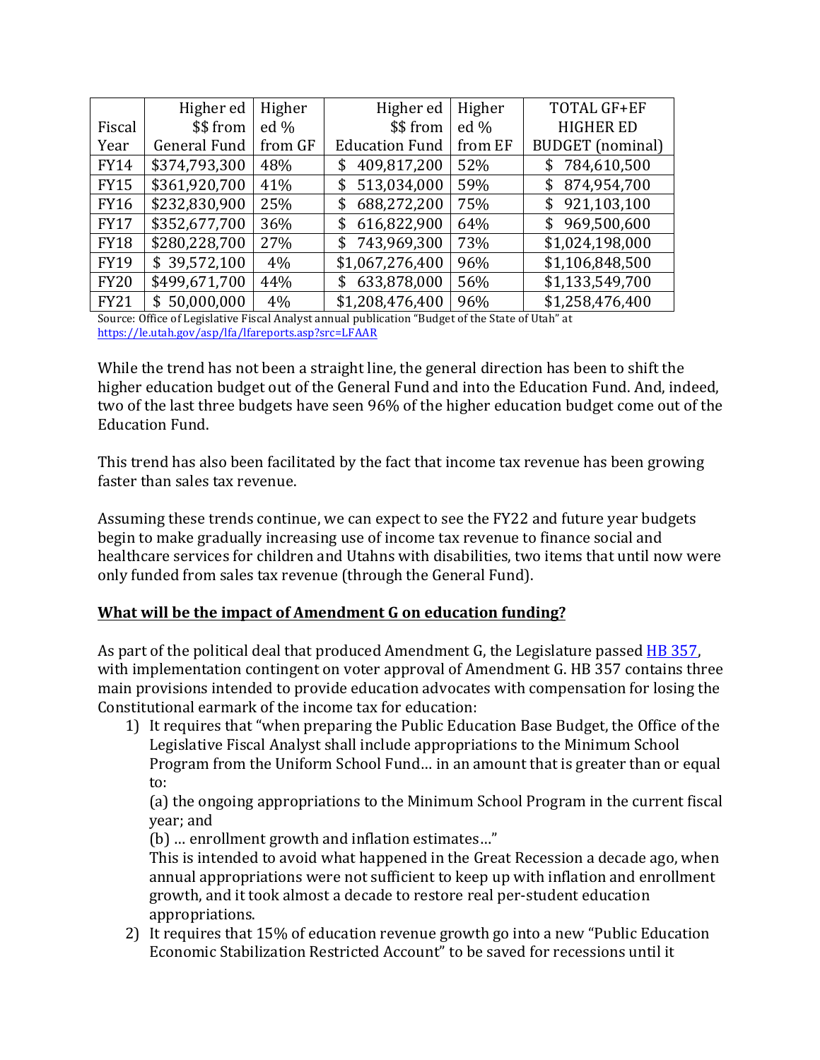| Fiscal Year | Higher ed $$ from General Fund | Higher ed % from GF | Higher ed $$ from Education Fund | Higher ed % from EF | TOTAL GF+EF HIGHER ED BUDGET (nominal) |
|---|---|---|---|---|---|
| FY14 | $374,793,300 | 48% | $ 409,817,200 | 52% | $ 784,610,500 |
| FY15 | $361,920,700 | 41% | $ 513,034,000 | 59% | $ 874,954,700 |
| FY16 | $232,830,900 | 25% | $ 688,272,200 | 75% | $ 921,103,100 |
| FY17 | $352,677,700 | 36% | $ 616,822,900 | 64% | $ 969,500,600 |
| FY18 | $280,228,700 | 27% | $ 743,969,300 | 73% | $1,024,198,000 |
| FY19 | $ 39,572,100 | 4% | $1,067,276,400 | 96% | $1,106,848,500 |
| FY20 | $499,671,700 | 44% | $ 633,878,000 | 56% | $1,133,549,700 |
| FY21 | $ 50,000,000 | 4% | $1,208,476,400 | 96% | $1,258,476,400 |

Source: Office of Legislative Fiscal Analyst annual publication "Budget of the State of Utah" at https://le.utah.gov/asp/lfa/lfareports.asp?src=LFAAR

While the trend has not been a straight line, the general direction has been to shift the higher education budget out of the General Fund and into the Education Fund. And, indeed, two of the last three budgets have seen 96% of the higher education budget come out of the Education Fund.

This trend has also been facilitated by the fact that income tax revenue has been growing faster than sales tax revenue.

Assuming these trends continue, we can expect to see the FY22 and future year budgets begin to make gradually increasing use of income tax revenue to finance social and healthcare services for children and Utahns with disabilities, two items that until now were only funded from sales tax revenue (through the General Fund).

**What will be the impact of Amendment G on education funding?**

As part of the political deal that produced Amendment G, the Legislature passed HB 357, with implementation contingent on voter approval of Amendment G. HB 357 contains three main provisions intended to provide education advocates with compensation for losing the Constitutional earmark of the income tax for education:

1) It requires that "when preparing the Public Education Base Budget, the Office of the Legislative Fiscal Analyst shall include appropriations to the Minimum School Program from the Uniform School Fund… in an amount that is greater than or equal to:

   (a) the ongoing appropriations to the Minimum School Program in the current fiscal year; and

   (b) … enrollment growth and inflation estimates…"

   This is intended to avoid what happened in the Great Recession a decade ago, when annual appropriations were not sufficient to keep up with inflation and enrollment growth, and it took almost a decade to restore real per-student education appropriations.

2) It requires that 15% of education revenue growth go into a new "Public Education Economic Stabilization Restricted Account" to be saved for recessions until it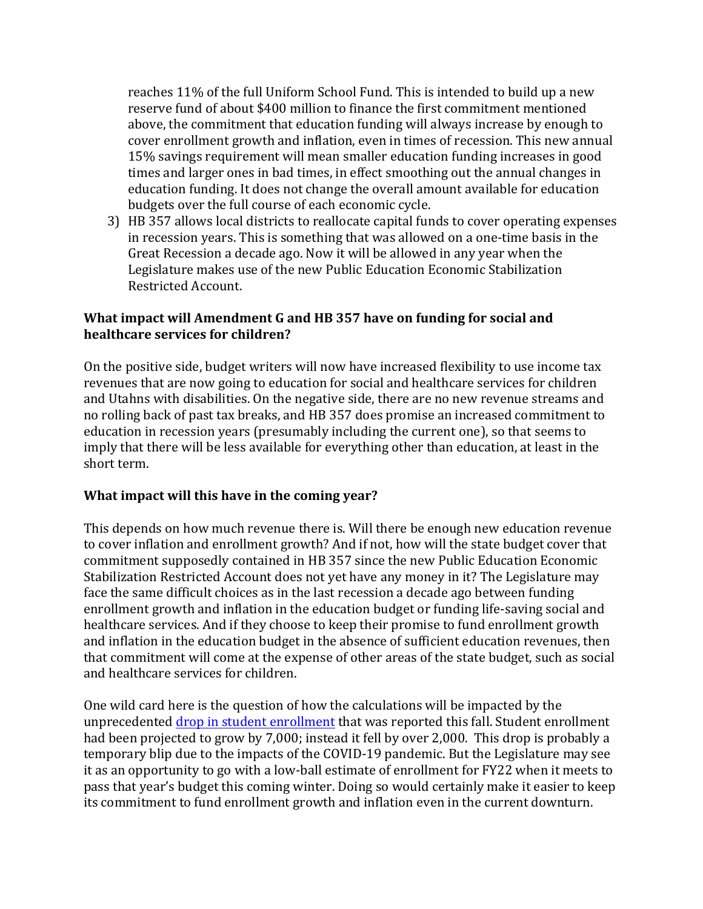reaches 11% of the full Uniform School Fund. This is intended to build up a new reserve fund of about $400 million to finance the first commitment mentioned above, the commitment that education funding will always increase by enough to cover enrollment growth and inflation, even in times of recession. This new annual 15% savings requirement will mean smaller education funding increases in good times and larger ones in bad times, in effect smoothing out the annual changes in education funding. It does not change the overall amount available for education budgets over the full course of each economic cycle.

3) HB 357 allows local districts to reallocate capital funds to cover operating expenses in recession years. This is something that was allowed on a one-time basis in the Great Recession a decade ago. Now it will be allowed in any year when the Legislature makes use of the new Public Education Economic Stabilization Restricted Account.

**What impact will Amendment G and HB 357 have on funding for social and healthcare services for children?**

On the positive side, budget writers will now have increased flexibility to use income tax revenues that are now going to education for social and healthcare services for children and Utahns with disabilities. On the negative side, there are no new revenue streams and no rolling back of past tax breaks, and HB 357 does promise an increased commitment to education in recession years (presumably including the current one), so that seems to imply that there will be less available for everything other than education, at least in the short term.

**What impact will this have in the coming year?**

This depends on how much revenue there is. Will there be enough new education revenue to cover inflation and enrollment growth? And if not, how will the state budget cover that commitment supposedly contained in HB 357 since the new Public Education Economic Stabilization Restricted Account does not yet have any money in it? The Legislature may face the same difficult choices as in the last recession a decade ago between funding enrollment growth and inflation in the education budget or funding life-saving social and healthcare services. And if they choose to keep their promise to fund enrollment growth and inflation in the education budget in the absence of sufficient education revenues, then that commitment will come at the expense of other areas of the state budget, such as social and healthcare services for children.

One wild card here is the question of how the calculations will be impacted by the unprecedented drop in student enrollment that was reported this fall. Student enrollment had been projected to grow by 7,000; instead it fell by over 2,000. This drop is probably a temporary blip due to the impacts of the COVID-19 pandemic. But the Legislature may see it as an opportunity to go with a low-ball estimate of enrollment for FY22 when it meets to pass that year's budget this coming winter. Doing so would certainly make it easier to keep its commitment to fund enrollment growth and inflation even in the current downturn.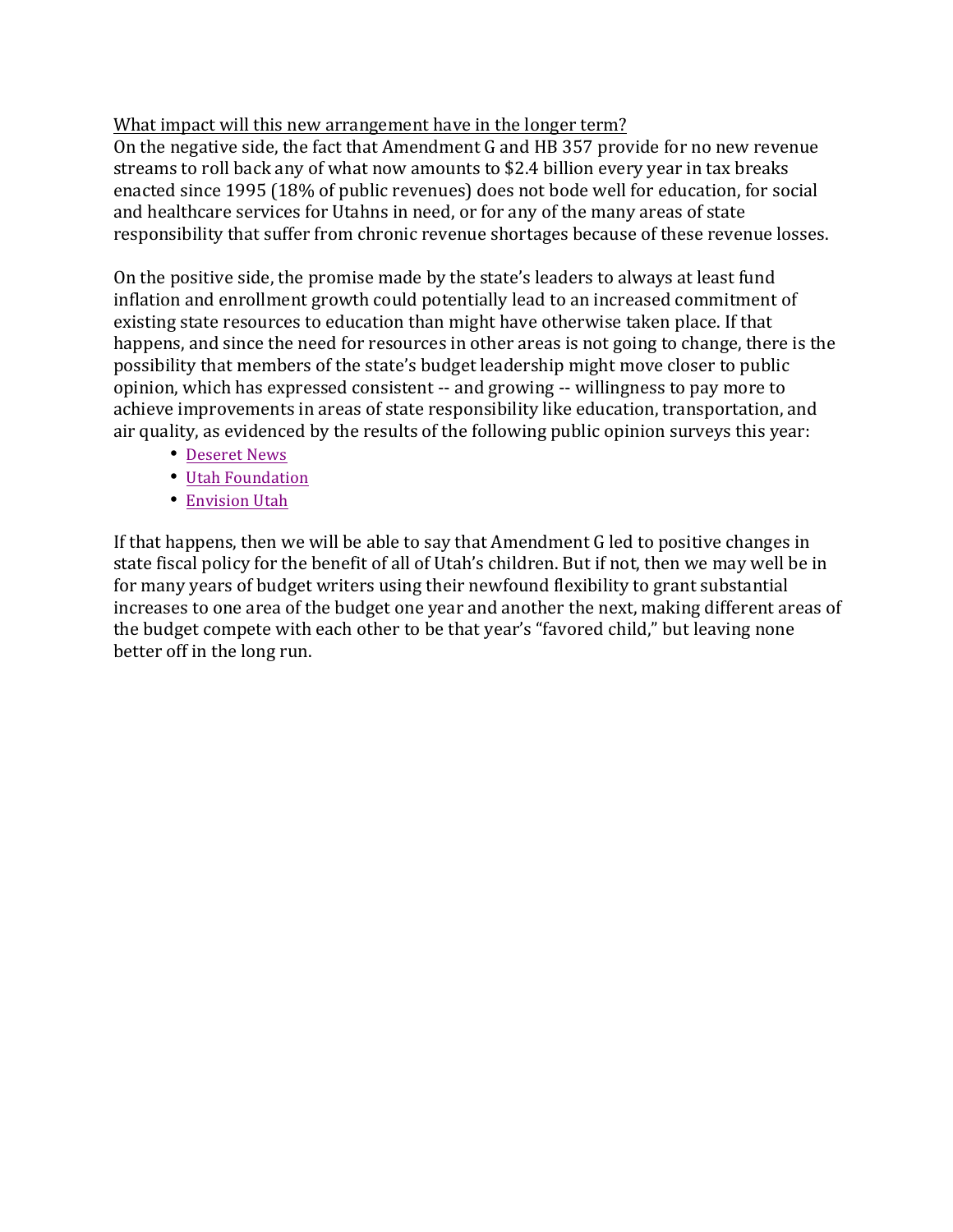<u>What impact will this new arrangement have in the longer term?</u>

On the negative side, the fact that Amendment G and HB 357 provide for no new revenue streams to roll back any of what now amounts to $2.4 billion every year in tax breaks enacted since 1995 (18% of public revenues) does not bode well for education, for social and healthcare services for Utahns in need, or for any of the many areas of state responsibility that suffer from chronic revenue shortages because of these revenue losses.

On the positive side, the promise made by the state's leaders to always at least fund inflation and enrollment growth could potentially lead to an increased commitment of existing state resources to education than might have otherwise taken place. If that happens, and since the need for resources in other areas is not going to change, there is the possibility that members of the state's budget leadership might move closer to public opinion, which has expressed consistent -- and growing -- willingness to pay more to achieve improvements in areas of state responsibility like education, transportation, and air quality, as evidenced by the results of the following public opinion surveys this year:

- Deseret News
- Utah Foundation
- Envision Utah

If that happens, then we will be able to say that Amendment G led to positive changes in state fiscal policy for the benefit of all of Utah's children. But if not, then we may well be in for many years of budget writers using their newfound flexibility to grant substantial increases to one area of the budget one year and another the next, making different areas of the budget compete with each other to be that year's "favored child," but leaving none better off in the long run.